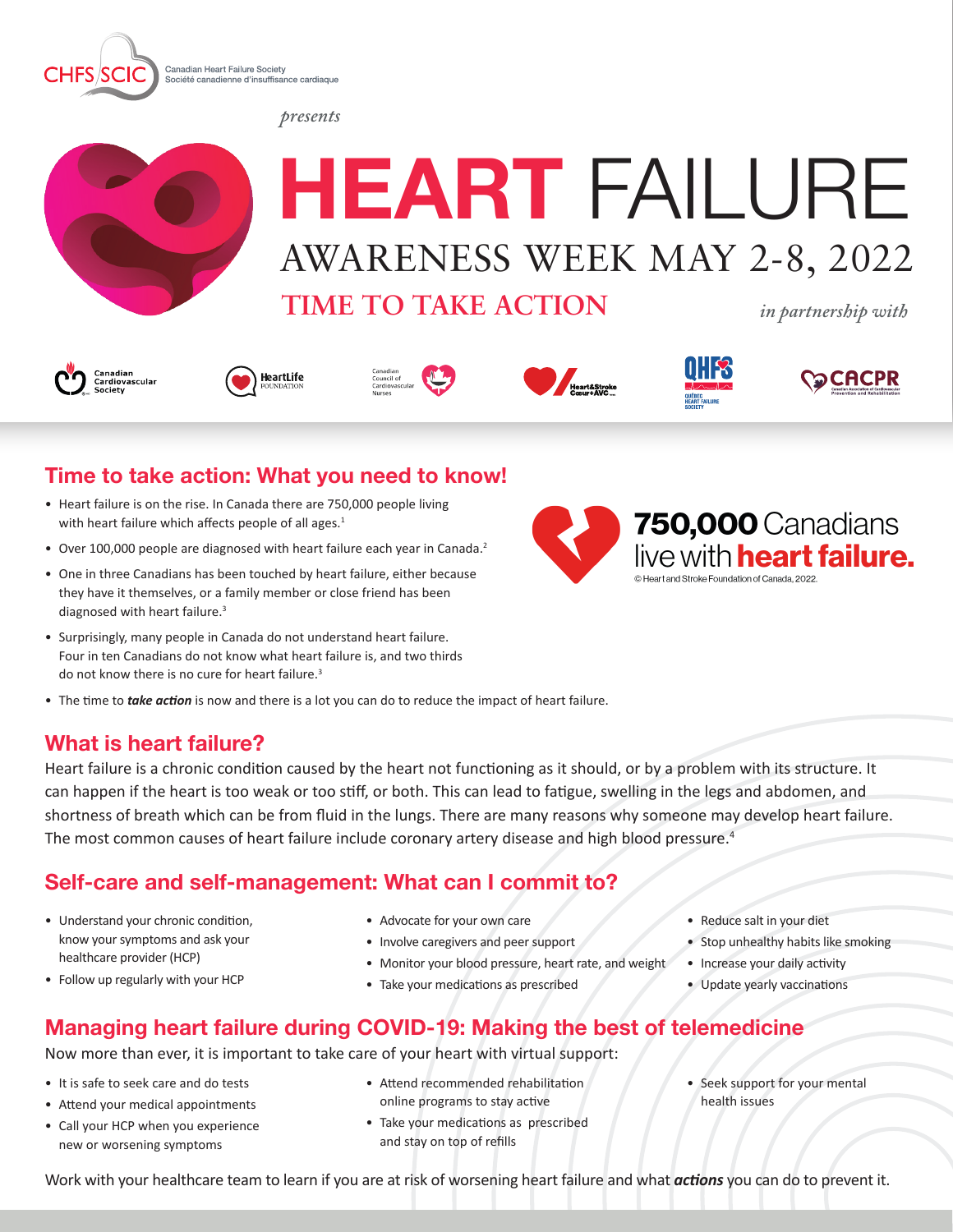CHFS/SCIC Canadian Heart Failure Society
Société canadienne d'insuffisance cardiaque

*presents*

# HEART FAILURE

## AWARENESS WEEK MAY 2-8, 2022

## TIME TO TAKE ACTION

*in partnership with*

Canadian Cardiovascular Society · HeartLife Foundation · Canadian Council of Cardiovascular Nurses · Heart&Stroke Cœur+AVC · QHFS Québec Heart Failure Society · CACPR Canadian Association of Cardiovascular Prevention and Rehabilitation

## Time to take action: What you need to know!

- Heart failure is on the rise. In Canada there are 750,000 people living with heart failure which affects people of all ages.[1]
- Over 100,000 people are diagnosed with heart failure each year in Canada.[2]
- One in three Canadians has been touched by heart failure, either because they have it themselves, or a family member or close friend has been diagnosed with heart failure.[3]
- Surprisingly, many people in Canada do not understand heart failure. Four in ten Canadians do not know what heart failure is, and two thirds do not know there is no cure for heart failure.[3]
- The time to ***take action*** is now and there is a lot you can do to reduce the impact of heart failure.

**750,000** Canadians live with **heart failure.**

© Heart and Stroke Foundation of Canada, 2022.

## What is heart failure?

Heart failure is a chronic condition caused by the heart not functioning as it should, or by a problem with its structure. It can happen if the heart is too weak or too stiff, or both. This can lead to fatigue, swelling in the legs and abdomen, and shortness of breath which can be from fluid in the lungs. There are many reasons why someone may develop heart failure. The most common causes of heart failure include coronary artery disease and high blood pressure.[4]

## Self-care and self-management: What can I commit to?

- Understand your chronic condition, know your symptoms and ask your healthcare provider (HCP)
- Follow up regularly with your HCP
- Advocate for your own care
- Involve caregivers and peer support
- Monitor your blood pressure, heart rate, and weight
- Take your medications as prescribed
- Reduce salt in your diet
- Stop unhealthy habits like smoking
- Increase your daily activity
- Update yearly vaccinations

## Managing heart failure during COVID-19: Making the best of telemedicine

Now more than ever, it is important to take care of your heart with virtual support:

- It is safe to seek care and do tests
- Attend your medical appointments
- Call your HCP when you experience new or worsening symptoms
- Attend recommended rehabilitation online programs to stay active
- Take your medications as prescribed and stay on top of refills
- Seek support for your mental health issues

Work with your healthcare team to learn if you are at risk of worsening heart failure and what ***actions*** you can do to prevent it.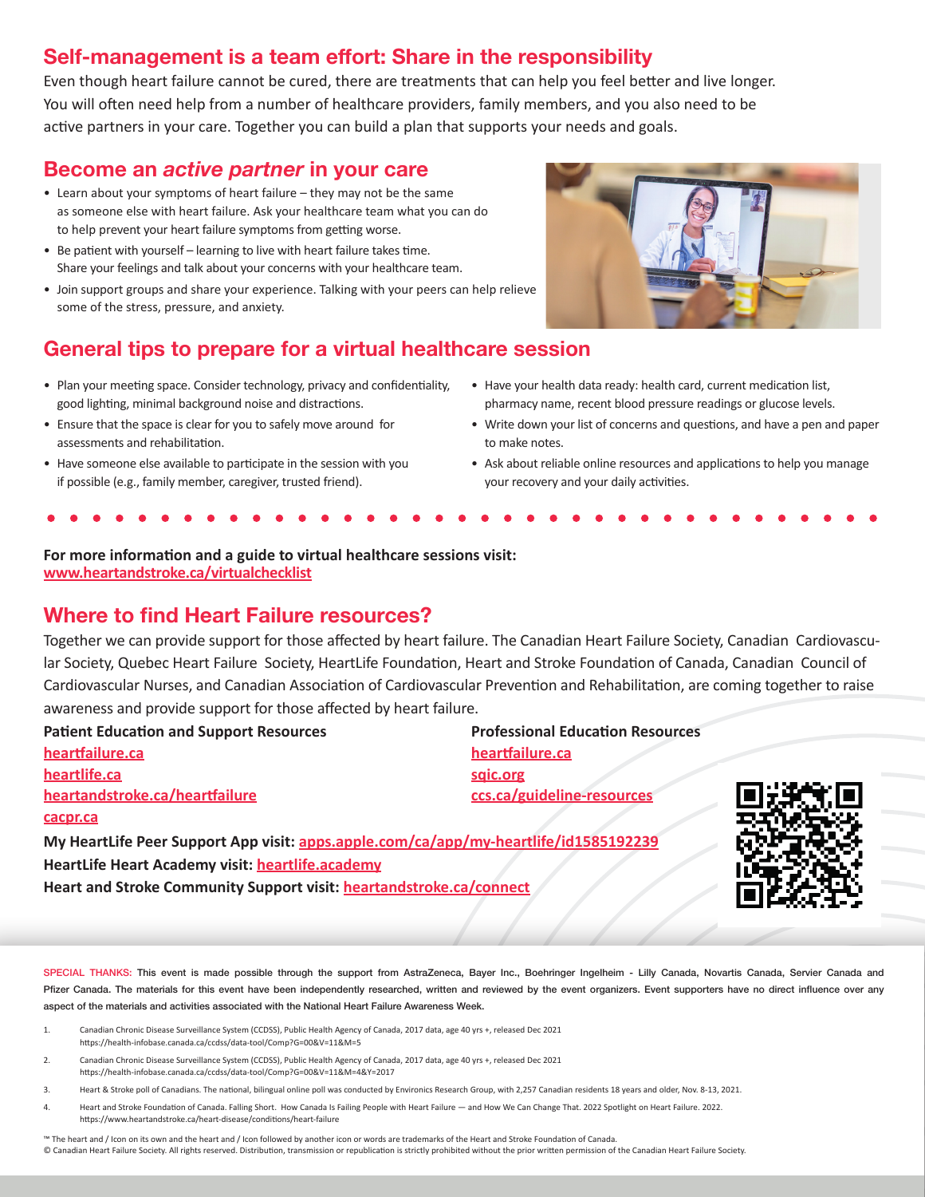## Self-management is a team effort: Share in the responsibility

Even though heart failure cannot be cured, there are treatments that can help you feel better and live longer. You will often need help from a number of healthcare providers, family members, and you also need to be active partners in your care. Together you can build a plan that supports your needs and goals.

## Become an *active partner* in your care

- Learn about your symptoms of heart failure – they may not be the same as someone else with heart failure. Ask your healthcare team what you can do to help prevent your heart failure symptoms from getting worse.
- Be patient with yourself – learning to live with heart failure takes time. Share your feelings and talk about your concerns with your healthcare team.
- Join support groups and share your experience. Talking with your peers can help relieve some of the stress, pressure, and anxiety.

## General tips to prepare for a virtual healthcare session

- Plan your meeting space. Consider technology, privacy and confidentiality, good lighting, minimal background noise and distractions.
- Ensure that the space is clear for you to safely move around for assessments and rehabilitation.
- Have someone else available to participate in the session with you if possible (e.g., family member, caregiver, trusted friend).
- Have your health data ready: health card, current medication list, pharmacy name, recent blood pressure readings or glucose levels.
- Write down your list of concerns and questions, and have a pen and paper to make notes.
- Ask about reliable online resources and applications to help you manage your recovery and your daily activities.

**For more information and a guide to virtual healthcare sessions visit:**
www.heartandstroke.ca/virtualchecklist

## Where to find Heart Failure resources?

Together we can provide support for those affected by heart failure. The Canadian Heart Failure Society, Canadian Cardiovascular Society, Quebec Heart Failure Society, HeartLife Foundation, Heart and Stroke Foundation of Canada, Canadian Council of Cardiovascular Nurses, and Canadian Association of Cardiovascular Prevention and Rehabilitation, are coming together to raise awareness and provide support for those affected by heart failure.

**Patient Education and Support Resources**

heartfailure.ca
heartlife.ca
heartandstroke.ca/heartfailure
cacpr.ca

**Professional Education Resources**

heartfailure.ca
sqic.org
ccs.ca/guideline-resources

**My HeartLife Peer Support App visit:** apps.apple.com/ca/app/my-heartlife/id1585192239
**HeartLife Heart Academy visit:** heartlife.academy
**Heart and Stroke Community Support visit:** heartandstroke.ca/connect

SPECIAL THANKS: This event is made possible through the support from AstraZeneca, Bayer Inc., Boehringer Ingelheim - Lilly Canada, Novartis Canada, Servier Canada and Pfizer Canada. The materials for this event have been independently researched, written and reviewed by the event organizers. Event supporters have no direct influence over any aspect of the materials and activities associated with the National Heart Failure Awareness Week.

1. Canadian Chronic Disease Surveillance System (CCDSS), Public Health Agency of Canada, 2017 data, age 40 yrs +, released Dec 2021 https://health-infobase.canada.ca/ccdss/data-tool/Comp?G=00&V=11&M=5
2. Canadian Chronic Disease Surveillance System (CCDSS), Public Health Agency of Canada, 2017 data, age 40 yrs +, released Dec 2021 https://health-infobase.canada.ca/ccdss/data-tool/Comp?G=00&V=11&M=4&Y=2017
3. Heart & Stroke poll of Canadians. The national, bilingual online poll was conducted by Environics Research Group, with 2,257 Canadian residents 18 years and older, Nov. 8-13, 2021.
4. Heart and Stroke Foundation of Canada. Falling Short. How Canada Is Failing People with Heart Failure — and How We Can Change That. 2022 Spotlight on Heart Failure. 2022. https://www.heartandstroke.ca/heart-disease/conditions/heart-failure

™ The heart and / Icon on its own and the heart and / Icon followed by another icon or words are trademarks of the Heart and Stroke Foundation of Canada.
© Canadian Heart Failure Society. All rights reserved. Distribution, transmission or republication is strictly prohibited without the prior written permission of the Canadian Heart Failure Society.